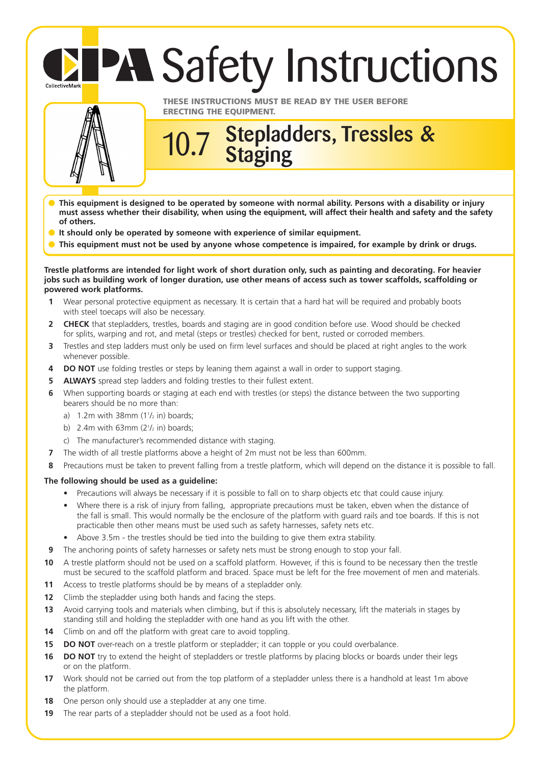# CPA Safety Instructions

**THESE INSTRUCTIONS MUST BE READ BY THE USER BEFORE ERECTING THE EQUIPMENT.**

## 10.7 Stepladders, Tressles & Staging

- **This equipment is designed to be operated by someone with normal ability. Persons with a disability or injury must assess whether their disability, when using the equipment, will affect their health and safety and the safety of others.**
- **It should only be operated by someone with experience of similar equipment.**
- **This equipment must not be used by anyone whose competence is impaired, for example by drink or drugs.**

**Trestle platforms are intended for light work of short duration only, such as painting and decorating. For heavier jobs such as building work of longer duration, use other means of access such as tower scaffolds, scaffolding or powered work platforms.**

1. Wear personal protective equipment as necessary. It is certain that a hard hat will be required and probably boots with steel toecaps will also be necessary.
2. **CHECK** that stepladders, trestles, boards and staging are in good condition before use. Wood should be checked for splits, warping and rot, and metal (steps or trestles) checked for bent, rusted or corroded members.
3. Trestles and step ladders must only be used on firm level surfaces and should be placed at right angles to the work whenever possible.
4. **DO NOT** use folding trestles or steps by leaning them against a wall in order to support staging.
5. **ALWAYS** spread step ladders and folding trestles to their fullest extent.
6. When supporting boards or staging at each end with trestles (or steps) the distance between the two supporting bearers should be no more than:
   a) 1.2m with 38mm (1½ in) boards;
   b) 2.4m with 63mm (2½ in) boards;
   c) The manufacturer's recommended distance with staging.
7. The width of all trestle platforms above a height of 2m must not be less than 600mm.
8. Precautions must be taken to prevent falling from a trestle platform, which will depend on the distance it is possible to fall.

**The following should be used as a guideline:**

- Precautions will always be necessary if it is possible to fall on to sharp objects etc that could cause injury.
- Where there is a risk of injury from falling, appropriate precautions must be taken, ebven when the distance of the fall is small. This would normally be the enclosure of the platform with guard rails and toe boards. If this is not practicable then other means must be used such as safety harnesses, safety nets etc.
- Above 3.5m - the trestles should be tied into the building to give them extra stability.

9. The anchoring points of safety harnesses or safety nets must be strong enough to stop your fall.
10. A trestle platform should not be used on a scaffold platform. However, if this is found to be necessary then the trestle must be secured to the scaffold platform and braced. Space must be left for the free movement of men and materials.
11. Access to trestle platforms should be by means of a stepladder only.
12. Climb the stepladder using both hands and facing the steps.
13. Avoid carrying tools and materials when climbing, but if this is absolutely necessary, lift the materials in stages by standing still and holding the stepladder with one hand as you lift with the other.
14. Climb on and off the platform with great care to avoid toppling.
15. **DO NOT** over-reach on a trestle platform or stepladder; it can topple or you could overbalance.
16. **DO NOT** try to extend the height of stepladders or trestle platforms by placing blocks or boards under their legs or on the platform.
17. Work should not be carried out from the top platform of a stepladder unless there is a handhold at least 1m above the platform.
18. One person only should use a stepladder at any one time.
19. The rear parts of a stepladder should not be used as a foot hold.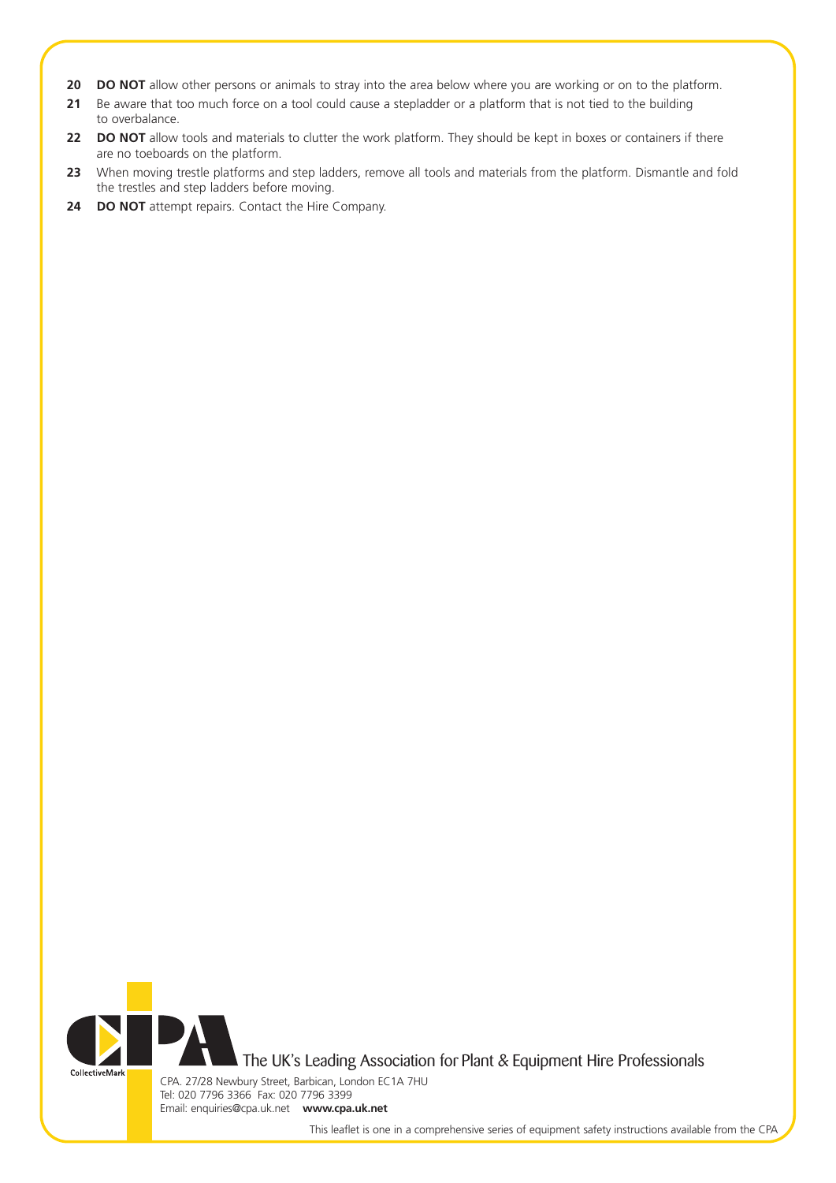**20** **DO NOT** allow other persons or animals to stray into the area below where you are working or on to the platform.

**21** Be aware that too much force on a tool could cause a stepladder or a platform that is not tied to the building to overbalance.

**22** **DO NOT** allow tools and materials to clutter the work platform. They should be kept in boxes or containers if there are no toeboards on the platform.

**23** When moving trestle platforms and step ladders, remove all tools and materials from the platform. Dismantle and fold the trestles and step ladders before moving.

**24** **DO NOT** attempt repairs. Contact the Hire Company.

CollectiveMark

The UK's Leading Association for Plant & Equipment Hire Professionals

CPA. 27/28 Newbury Street, Barbican, London EC1A 7HU
Tel: 020 7796 3366 Fax: 020 7796 3399
Email: enquiries@cpa.uk.net **www.cpa.uk.net**

This leaflet is one in a comprehensive series of equipment safety instructions available from the CPA